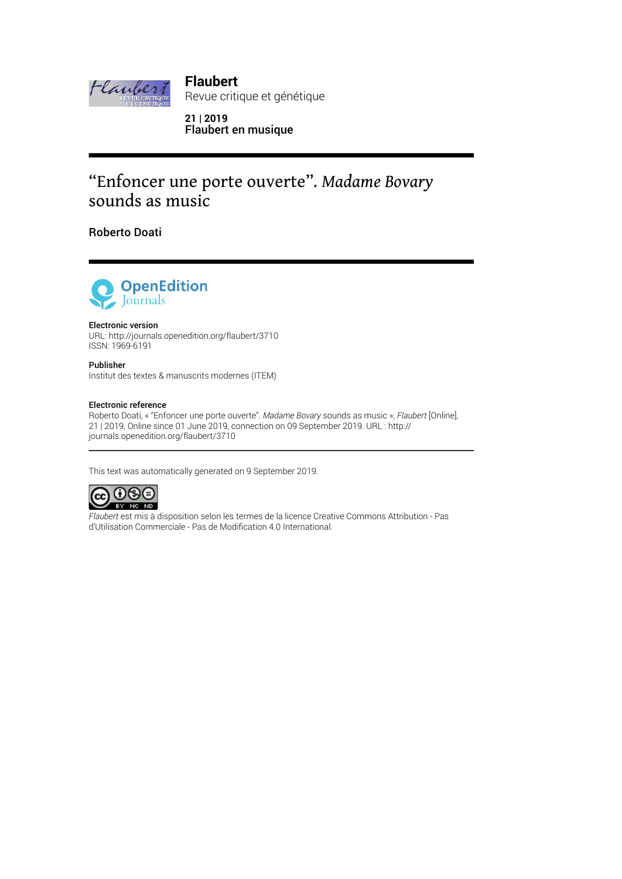**Flaubert**
Revue critique et génétique

**21 | 2019**
**Flaubert en musique**

# “Enfoncer une porte ouverte”. *Madame Bovary* sounds as music

**Roberto Doati**

**Electronic version**
URL: http://journals.openedition.org/flaubert/3710
ISSN: 1969-6191

**Publisher**
Institut des textes & manuscrits modernes (ITEM)

**Electronic reference**
Roberto Doati, « "Enfoncer une porte ouverte". *Madame Bovary* sounds as music », *Flaubert* [Online], 21 | 2019, Online since 01 June 2019, connection on 09 September 2019. URL : http://journals.openedition.org/flaubert/3710

---

This text was automatically generated on 9 September 2019.

*Flaubert* est mis à disposition selon les termes de la licence Creative Commons Attribution - Pas d'Utilisation Commerciale - Pas de Modification 4.0 International.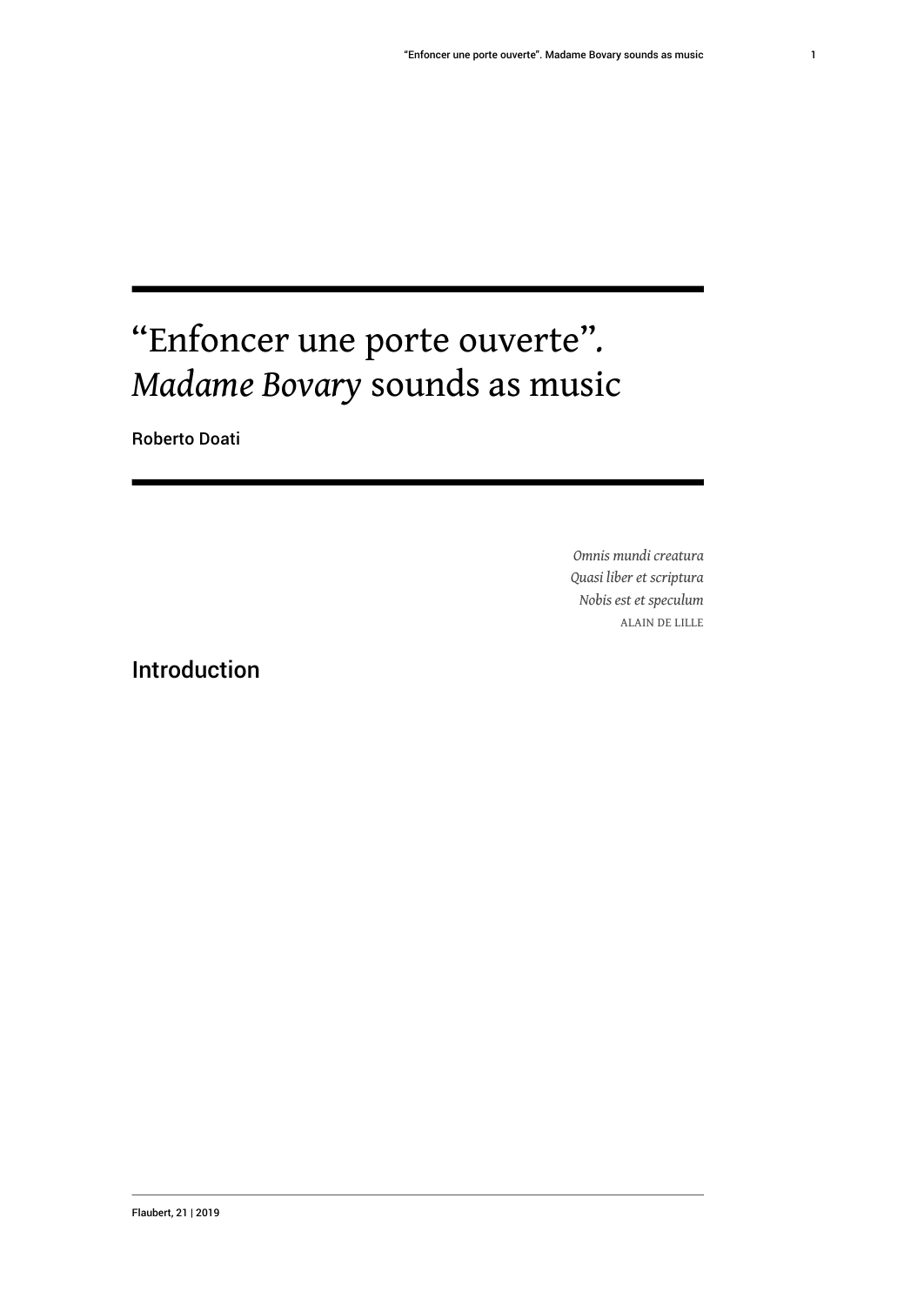# "Enfoncer une porte ouverte". *Madame Bovary* sounds as music

Roberto Doati

> *Omnis mundi creatura*
> *Quasi liber et scriptura*
> *Nobis est et speculum*
> ALAIN DE LILLE

## Introduction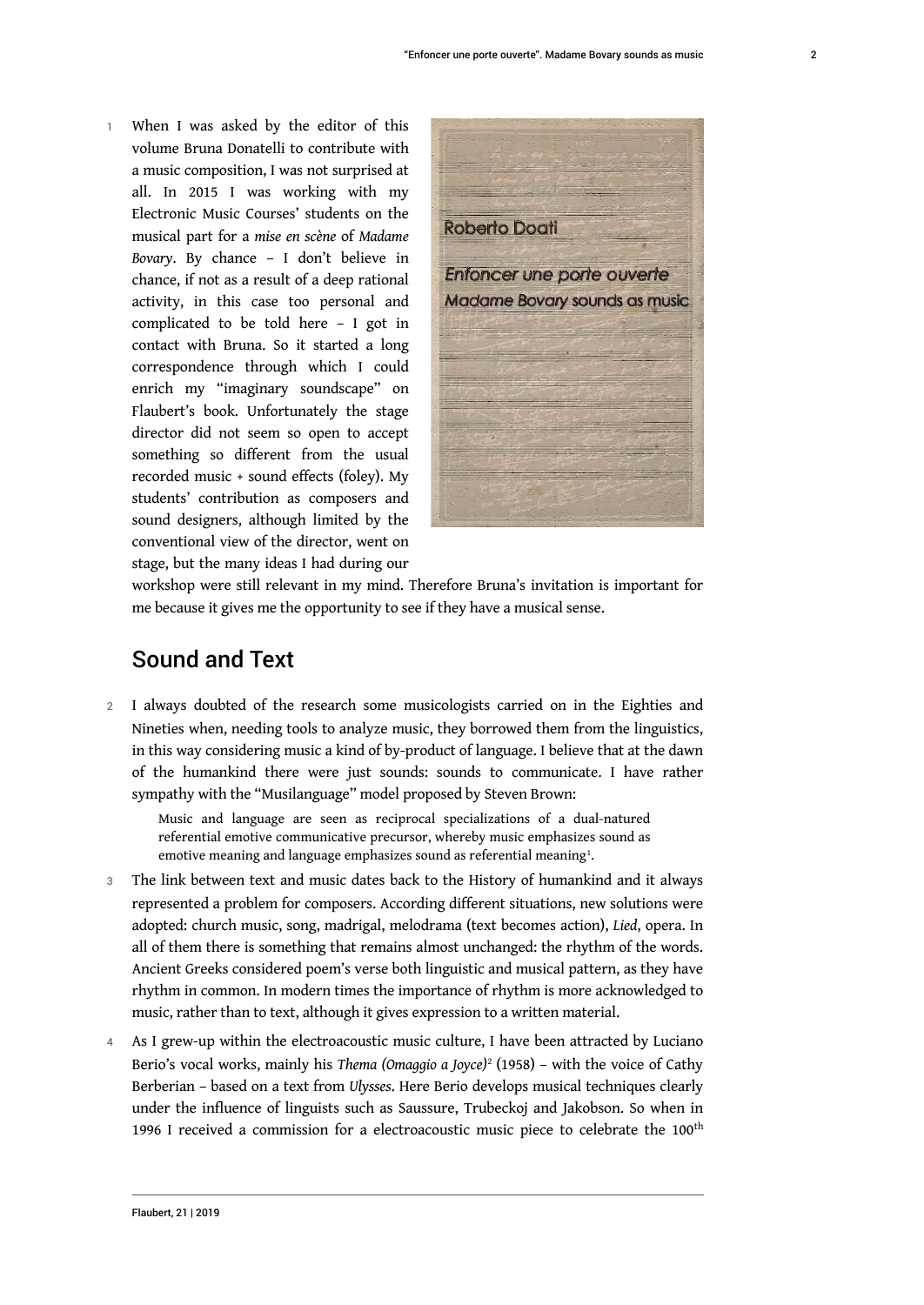1 When I was asked by the editor of this volume Bruna Donatelli to contribute with a music composition, I was not surprised at all. In 2015 I was working with my Electronic Music Courses' students on the musical part for a *mise en scène* of *Madame Bovary*. By chance – I don't believe in chance, if not as a result of a deep rational activity, in this case too personal and complicated to be told here – I got in contact with Bruna. So it started a long correspondence through which I could enrich my "imaginary soundscape" on Flaubert's book. Unfortunately the stage director did not seem so open to accept something so different from the usual recorded music + sound effects (foley). My students' contribution as composers and sound designers, although limited by the conventional view of the director, went on stage, but the many ideas I had during our workshop were still relevant in my mind. Therefore Bruna's invitation is important for me because it gives me the opportunity to see if they have a musical sense.

## Sound and Text

2 I always doubted of the research some musicologists carried on in the Eighties and Nineties when, needing tools to analyze music, they borrowed them from the linguistics, in this way considering music a kind of by-product of language. I believe that at the dawn of the humankind there were just sounds: sounds to communicate. I have rather sympathy with the "Musilanguage" model proposed by Steven Brown:

> Music and language are seen as reciprocal specializations of a dual-natured referential emotive communicative precursor, whereby music emphasizes sound as emotive meaning and language emphasizes sound as referential meaning[1].

3 The link between text and music dates back to the History of humankind and it always represented a problem for composers. According different situations, new solutions were adopted: church music, song, madrigal, melodrama (text becomes action), *Lied*, opera. In all of them there is something that remains almost unchanged: the rhythm of the words. Ancient Greeks considered poem's verse both linguistic and musical pattern, as they have rhythm in common. In modern times the importance of rhythm is more acknowledged to music, rather than to text, although it gives expression to a written material.

4 As I grew-up within the electroacoustic music culture, I have been attracted by Luciano Berio's vocal works, mainly his *Thema (Omaggio a Joyce)*[2] (1958) – with the voice of Cathy Berberian – based on a text from *Ulysses*. Here Berio develops musical techniques clearly under the influence of linguists such as Saussure, Trubeckoj and Jakobson. So when in 1996 I received a commission for a electroacoustic music piece to celebrate the 100th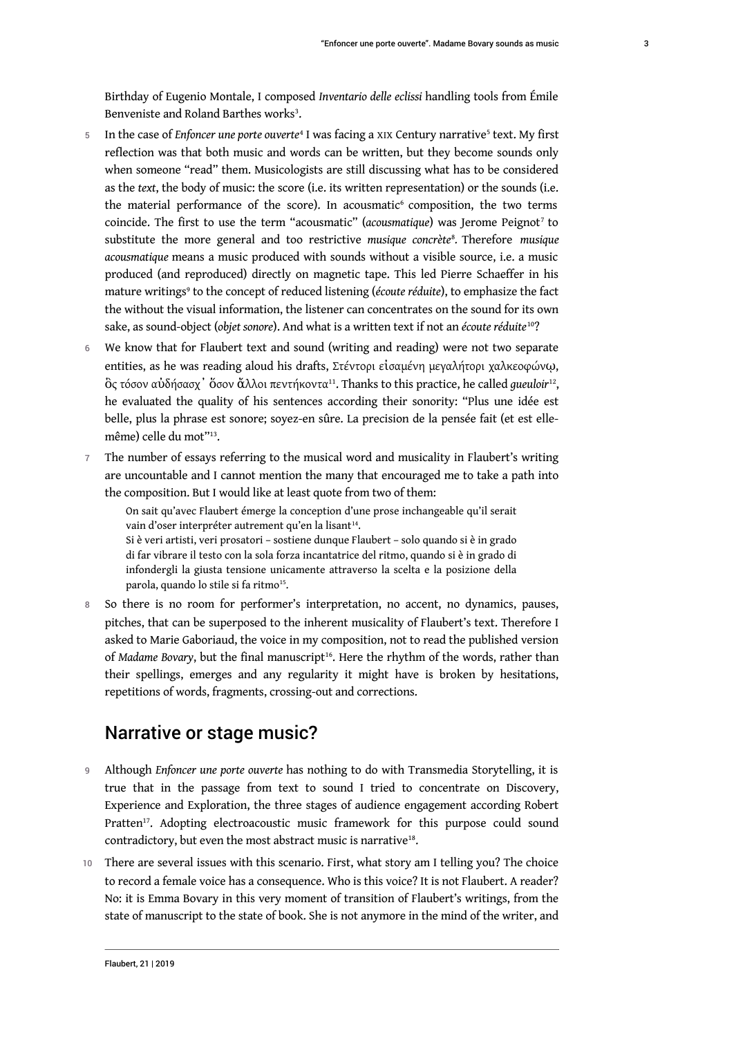Birthday of Eugenio Montale, I composed *Inventario delle eclissi* handling tools from Émile Benveniste and Roland Barthes works[3].

5 In the case of *Enfoncer une porte ouverte*[4] I was facing a XIX Century narrative[5] text. My first reflection was that both music and words can be written, but they become sounds only when someone "read" them. Musicologists are still discussing what has to be considered as the *text*, the body of music: the score (i.e. its written representation) or the sounds (i.e. the material performance of the score). In acousmatic[6] composition, the two terms coincide. The first to use the term "acousmatic" (*acousmatique*) was Jerome Peignot[7] to substitute the more general and too restrictive *musique concrète*[8]. Therefore *musique acousmatique* means a music produced with sounds without a visible source, i.e. a music produced (and reproduced) directly on magnetic tape. This led Pierre Schaeffer in his mature writings[9] to the concept of reduced listening (*écoute réduite*), to emphasize the fact the without the visual information, the listener can concentrates on the sound for its own sake, as sound-object (*objet sonore*). And what is a written text if not an *écoute réduite*[10]?

6 We know that for Flaubert text and sound (writing and reading) were not two separate entities, as he was reading aloud his drafts, Στέντορι εἰσαμένη μεγαλήτορι χαλκεοφώνῳ, ὃς τόσον αὐδήσασχ᾽ ὅσον ἄλλοι πεντήκοντα[11]. Thanks to this practice, he called *gueuloir*[12], he evaluated the quality of his sentences according their sonority: "Plus une idée est belle, plus la phrase est sonore; soyez-en sûre. La precision de la pensée fait (et est elle-même) celle du mot"[13].

7 The number of essays referring to the musical word and musicality in Flaubert's writing are uncountable and I cannot mention the many that encouraged me to take a path into the composition. But I would like at least quote from two of them:

> On sait qu'avec Flaubert émerge la conception d'une prose inchangeable qu'il serait vain d'oser interpréter autrement qu'en la lisant[14].
>
> Si è veri artisti, veri prosatori – sostiene dunque Flaubert – solo quando si è in grado di far vibrare il testo con la sola forza incantatrice del ritmo, quando si è in grado di infondergli la giusta tensione unicamente attraverso la scelta e la posizione della parola, quando lo stile si fa ritmo[15].

8 So there is no room for performer's interpretation, no accent, no dynamics, pauses, pitches, that can be superposed to the inherent musicality of Flaubert's text. Therefore I asked to Marie Gaboriaud, the voice in my composition, not to read the published version of *Madame Bovary*, but the final manuscript[16]. Here the rhythm of the words, rather than their spellings, emerges and any regularity it might have is broken by hesitations, repetitions of words, fragments, crossing-out and corrections.

## Narrative or stage music?

9 Although *Enfoncer une porte ouverte* has nothing to do with Transmedia Storytelling, it is true that in the passage from text to sound I tried to concentrate on Discovery, Experience and Exploration, the three stages of audience engagement according Robert Pratten[17]. Adopting electroacoustic music framework for this purpose could sound contradictory, but even the most abstract music is narrative[18].

10 There are several issues with this scenario. First, what story am I telling you? The choice to record a female voice has a consequence. Who is this voice? It is not Flaubert. A reader? No: it is Emma Bovary in this very moment of transition of Flaubert's writings, from the state of manuscript to the state of book. She is not anymore in the mind of the writer, and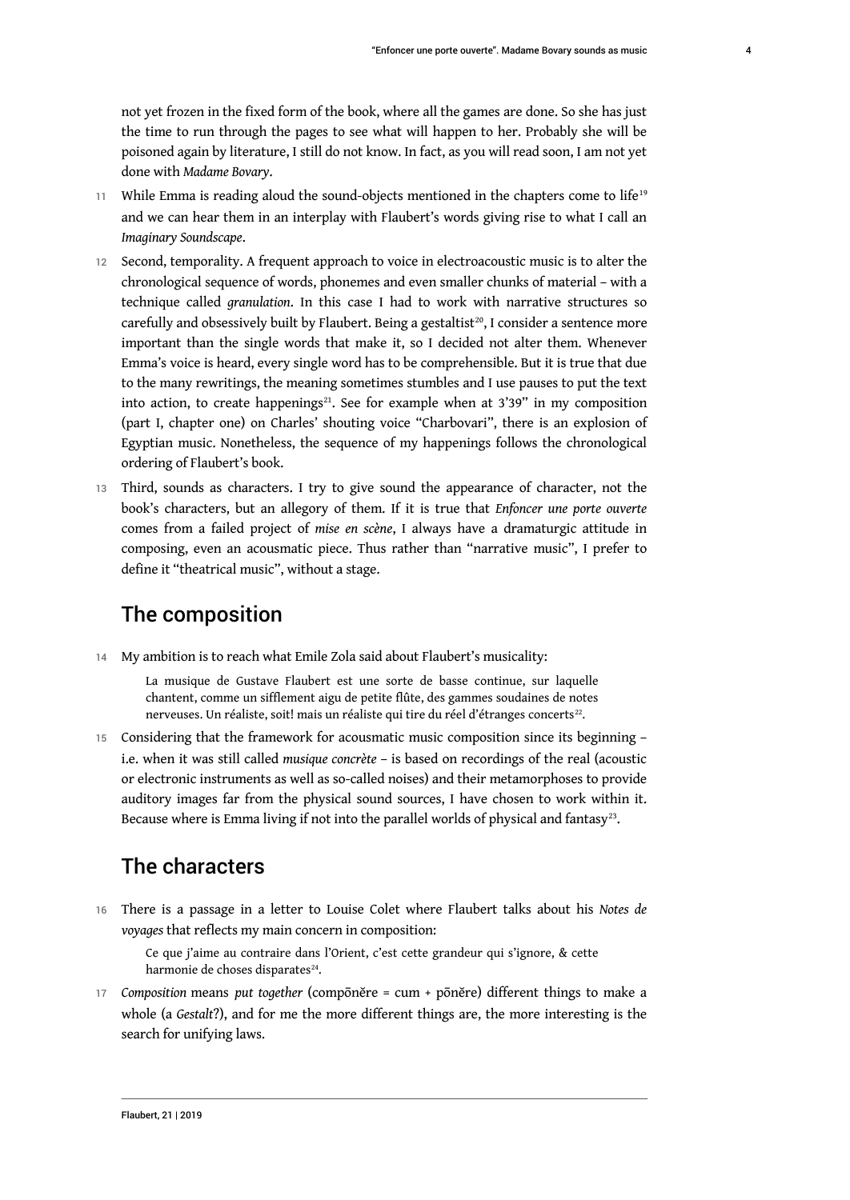not yet frozen in the fixed form of the book, where all the games are done. So she has just the time to run through the pages to see what will happen to her. Probably she will be poisoned again by literature, I still do not know. In fact, as you will read soon, I am not yet done with *Madame Bovary*.

11 While Emma is reading aloud the sound-objects mentioned in the chapters come to life[19] and we can hear them in an interplay with Flaubert's words giving rise to what I call an *Imaginary Soundscape*.

12 Second, temporality. A frequent approach to voice in electroacoustic music is to alter the chronological sequence of words, phonemes and even smaller chunks of material – with a technique called *granulation*. In this case I had to work with narrative structures so carefully and obsessively built by Flaubert. Being a gestaltist[20], I consider a sentence more important than the single words that make it, so I decided not alter them. Whenever Emma's voice is heard, every single word has to be comprehensible. But it is true that due to the many rewritings, the meaning sometimes stumbles and I use pauses to put the text into action, to create happenings[21]. See for example when at 3'39" in my composition (part I, chapter one) on Charles' shouting voice "Charbovari", there is an explosion of Egyptian music. Nonetheless, the sequence of my happenings follows the chronological ordering of Flaubert's book.

13 Third, sounds as characters. I try to give sound the appearance of character, not the book's characters, but an allegory of them. If it is true that *Enfoncer une porte ouverte* comes from a failed project of *mise en scène*, I always have a dramaturgic attitude in composing, even an acousmatic piece. Thus rather than "narrative music", I prefer to define it "theatrical music", without a stage.

## The composition

14 My ambition is to reach what Emile Zola said about Flaubert's musicality:

> La musique de Gustave Flaubert est une sorte de basse continue, sur laquelle chantent, comme un sifflement aigu de petite flûte, des gammes soudaines de notes nerveuses. Un réaliste, soit! mais un réaliste qui tire du réel d'étranges concerts[22].

15 Considering that the framework for acousmatic music composition since its beginning – i.e. when it was still called *musique concrète* – is based on recordings of the real (acoustic or electronic instruments as well as so-called noises) and their metamorphoses to provide auditory images far from the physical sound sources, I have chosen to work within it. Because where is Emma living if not into the parallel worlds of physical and fantasy[23].

## The characters

16 There is a passage in a letter to Louise Colet where Flaubert talks about his *Notes de voyages* that reflects my main concern in composition:

> Ce que j'aime au contraire dans l'Orient, c'est cette grandeur qui s'ignore, & cette harmonie de choses disparates[24].

17 *Composition* means *put together* (compōnĕre = cum + pōnĕre) different things to make a whole (a *Gestalt*?), and for me the more different things are, the more interesting is the search for unifying laws.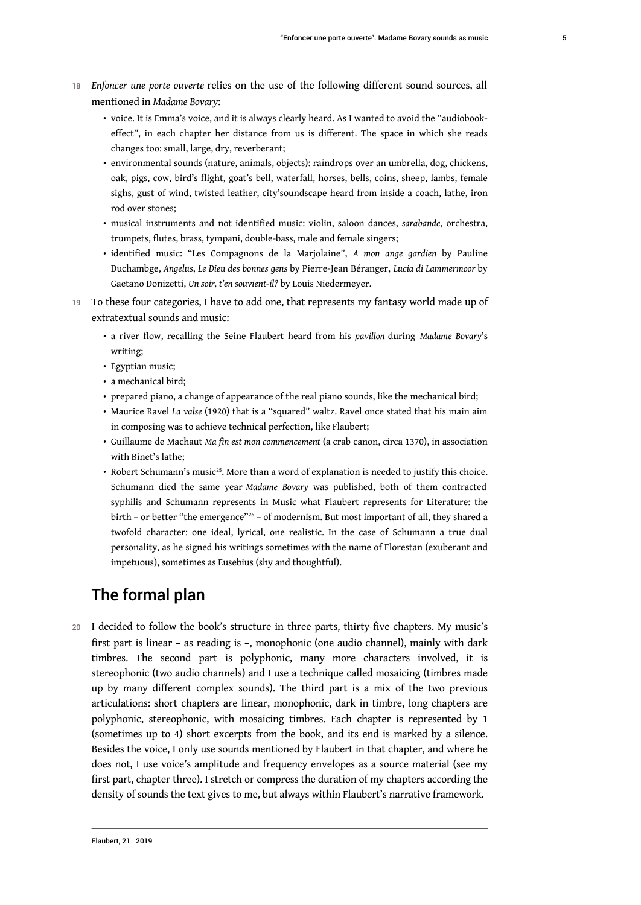18 *Enfoncer une porte ouverte* relies on the use of the following different sound sources, all mentioned in *Madame Bovary*:

- voice. It is Emma's voice, and it is always clearly heard. As I wanted to avoid the "audiobook-effect", in each chapter her distance from us is different. The space in which she reads changes too: small, large, dry, reverberant;
- environmental sounds (nature, animals, objects): raindrops over an umbrella, dog, chickens, oak, pigs, cow, bird's flight, goat's bell, waterfall, horses, bells, coins, sheep, lambs, female sighs, gust of wind, twisted leather, city'soundscape heard from inside a coach, lathe, iron rod over stones;
- musical instruments and not identified music: violin, saloon dances, *sarabande*, orchestra, trumpets, flutes, brass, tympani, double-bass, male and female singers;
- identified music: "Les Compagnons de la Marjolaine", *A mon ange gardien* by Pauline Duchambge, *Angelus*, *Le Dieu des bonnes gens* by Pierre-Jean Béranger, *Lucia di Lammermoor* by Gaetano Donizetti, *Un soir, t'en souvient-il?* by Louis Niedermeyer.

19 To these four categories, I have to add one, that represents my fantasy world made up of extratextual sounds and music:

- a river flow, recalling the Seine Flaubert heard from his *pavillon* during *Madame Bovary*'s writing;
- Egyptian music;
- a mechanical bird;
- prepared piano, a change of appearance of the real piano sounds, like the mechanical bird;
- Maurice Ravel *La valse* (1920) that is a "squared" waltz. Ravel once stated that his main aim in composing was to achieve technical perfection, like Flaubert;
- Guillaume de Machaut *Ma fin est mon commencement* (a crab canon, circa 1370), in association with Binet's lathe;
- Robert Schumann's music[25]. More than a word of explanation is needed to justify this choice. Schumann died the same year *Madame Bovary* was published, both of them contracted syphilis and Schumann represents in Music what Flaubert represents for Literature: the birth – or better "the emergence"[26] – of modernism. But most important of all, they shared a twofold character: one ideal, lyrical, one realistic. In the case of Schumann a true dual personality, as he signed his writings sometimes with the name of Florestan (exuberant and impetuous), sometimes as Eusebius (shy and thoughtful).

## The formal plan

20 I decided to follow the book's structure in three parts, thirty-five chapters. My music's first part is linear – as reading is –, monophonic (one audio channel), mainly with dark timbres. The second part is polyphonic, many more characters involved, it is stereophonic (two audio channels) and I use a technique called mosaicing (timbres made up by many different complex sounds). The third part is a mix of the two previous articulations: short chapters are linear, monophonic, dark in timbre, long chapters are polyphonic, stereophonic, with mosaicing timbres. Each chapter is represented by 1 (sometimes up to 4) short excerpts from the book, and its end is marked by a silence. Besides the voice, I only use sounds mentioned by Flaubert in that chapter, and where he does not, I use voice's amplitude and frequency envelopes as a source material (see my first part, chapter three). I stretch or compress the duration of my chapters according the density of sounds the text gives to me, but always within Flaubert's narrative framework.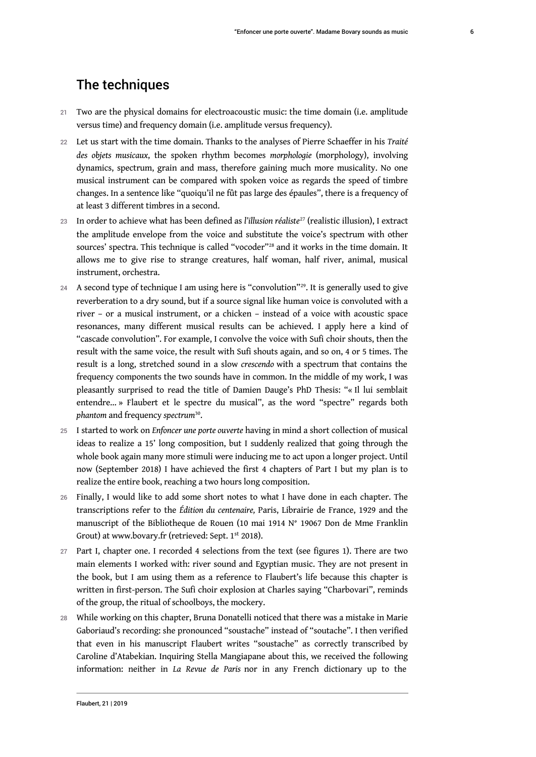## The techniques

21 Two are the physical domains for electroacoustic music: the time domain (i.e. amplitude versus time) and frequency domain (i.e. amplitude versus frequency).

22 Let us start with the time domain. Thanks to the analyses of Pierre Schaeffer in his *Traité des objets musicaux*, the spoken rhythm becomes *morphologie* (morphology), involving dynamics, spectrum, grain and mass, therefore gaining much more musicality. No one musical instrument can be compared with spoken voice as regards the speed of timbre changes. In a sentence like "quoiqu'il ne fût pas large des épaules", there is a frequency of at least 3 different timbres in a second.

23 In order to achieve what has been defined as *l'illusion réaliste*[27] (realistic illusion), I extract the amplitude envelope from the voice and substitute the voice's spectrum with other sources' spectra. This technique is called "vocoder"[28] and it works in the time domain. It allows me to give rise to strange creatures, half woman, half river, animal, musical instrument, orchestra.

24 A second type of technique I am using here is "convolution"[29]. It is generally used to give reverberation to a dry sound, but if a source signal like human voice is convoluted with a river – or a musical instrument, or a chicken – instead of a voice with acoustic space resonances, many different musical results can be achieved. I apply here a kind of "cascade convolution". For example, I convolve the voice with Sufi choir shouts, then the result with the same voice, the result with Sufi shouts again, and so on, 4 or 5 times. The result is a long, stretched sound in a slow *crescendo* with a spectrum that contains the frequency components the two sounds have in common. In the middle of my work, I was pleasantly surprised to read the title of Damien Dauge's PhD Thesis: "« Il lui semblait entendre... » Flaubert et le spectre du musical", as the word "spectre" regards both *phantom* and frequency *spectrum*[30].

25 I started to work on *Enfoncer une porte ouverte* having in mind a short collection of musical ideas to realize a 15' long composition, but I suddenly realized that going through the whole book again many more stimuli were inducing me to act upon a longer project. Until now (September 2018) I have achieved the first 4 chapters of Part I but my plan is to realize the entire book, reaching a two hours long composition.

26 Finally, I would like to add some short notes to what I have done in each chapter. The transcriptions refer to the *Édition du centenaire,* Paris, Librairie de France, 1929 and the manuscript of the Bibliotheque de Rouen (10 mai 1914 N° 19067 Don de Mme Franklin Grout) at www.bovary.fr (retrieved: Sept. 1st 2018).

27 Part I, chapter one. I recorded 4 selections from the text (see figures 1). There are two main elements I worked with: river sound and Egyptian music. They are not present in the book, but I am using them as a reference to Flaubert's life because this chapter is written in first-person. The Sufi choir explosion at Charles saying "Charbovari", reminds of the group, the ritual of schoolboys, the mockery.

28 While working on this chapter, Bruna Donatelli noticed that there was a mistake in Marie Gaboriaud's recording: she pronounced "soustache" instead of "soutache". I then verified that even in his manuscript Flaubert writes "soustache" as correctly transcribed by Caroline d'Atabekian. Inquiring Stella Mangiapane about this, we received the following information: neither in *La Revue de Paris* nor in any French dictionary up to the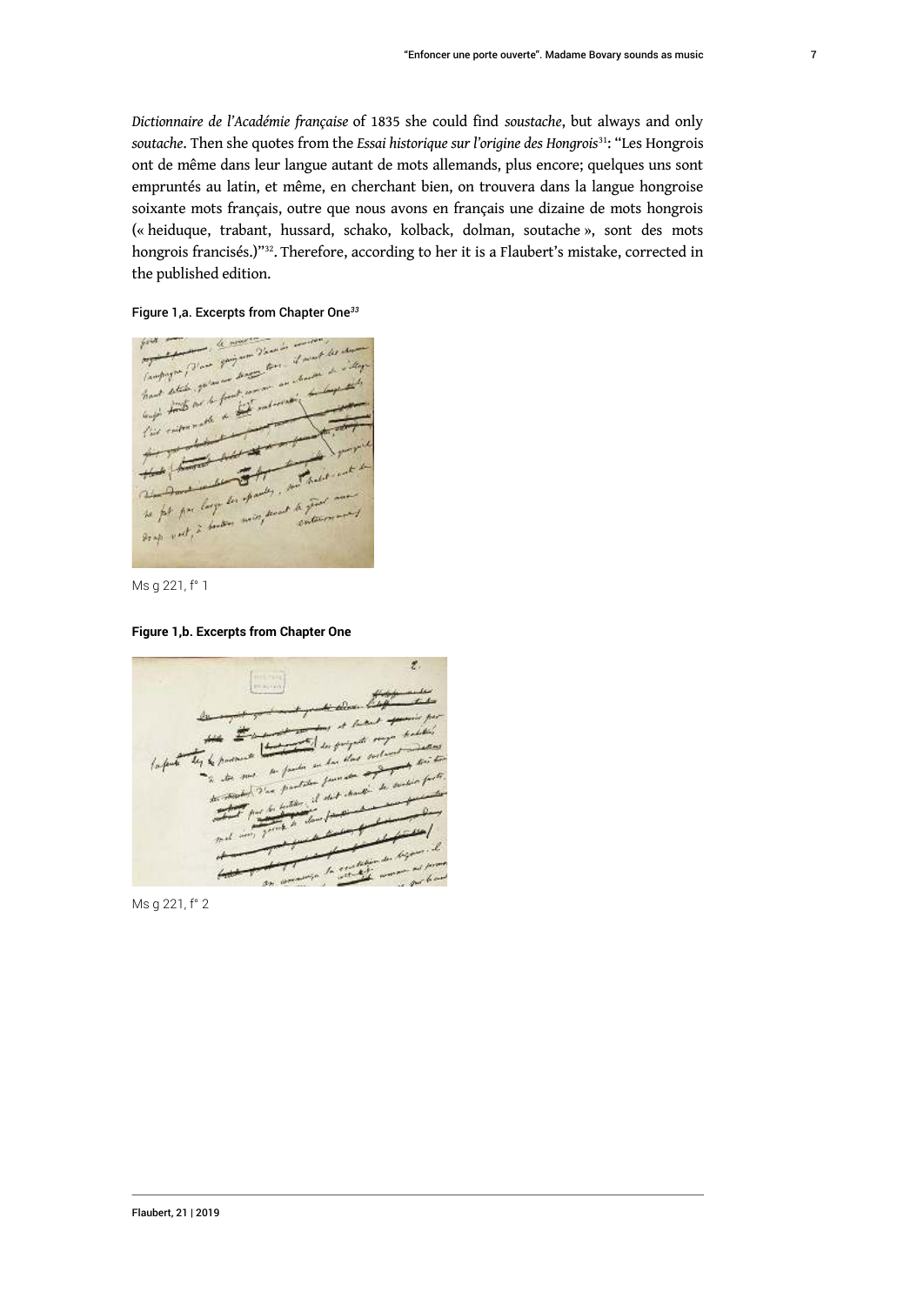*Dictionnaire de l'Académie française* of 1835 she could find *soustache*, but always and only *soutache*. Then she quotes from the *Essai historique sur l'origine des Hongrois*[31]: "Les Hongrois ont de même dans leur langue autant de mots allemands, plus encore; quelques uns sont empruntés au latin, et même, en cherchant bien, on trouvera dans la langue hongroise soixante mots français, outre que nous avons en français une dizaine de mots hongrois (« heiduque, trabant, hussard, schako, kolback, dolman, soutache », sont des mots hongrois francisés.)"[32]. Therefore, according to her it is a Flaubert's mistake, corrected in the published edition.

**Figure 1,a. Excerpts from Chapter One**[33]

Ms g 221, f° 1

**Figure 1,b. Excerpts from Chapter One**

Ms g 221, f° 2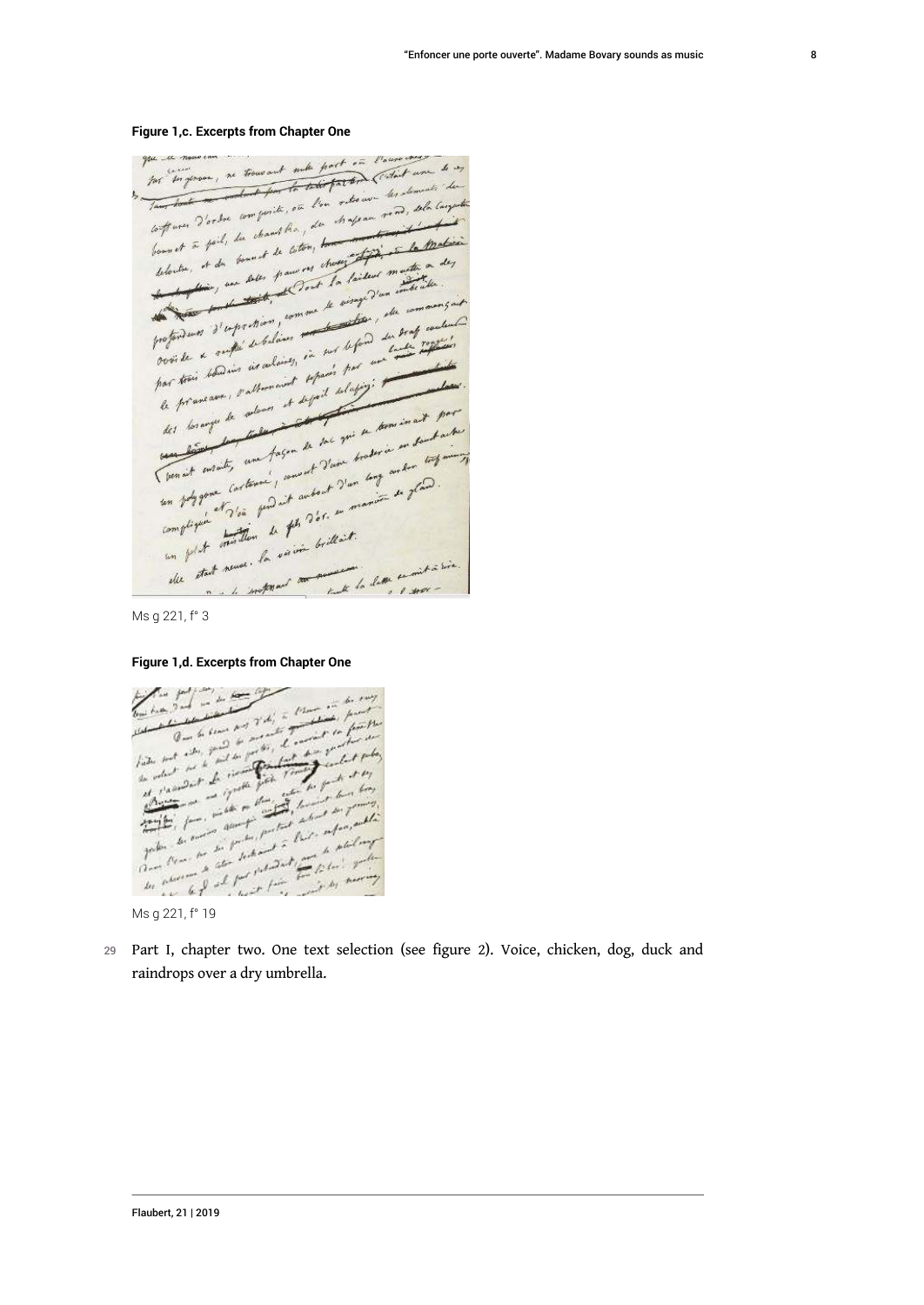**Figure 1,c. Excerpts from Chapter One**

Ms g 221, f° 3

**Figure 1,d. Excerpts from Chapter One**

Ms g 221, f° 19

29 Part I, chapter two. One text selection (see figure 2). Voice, chicken, dog, duck and raindrops over a dry umbrella.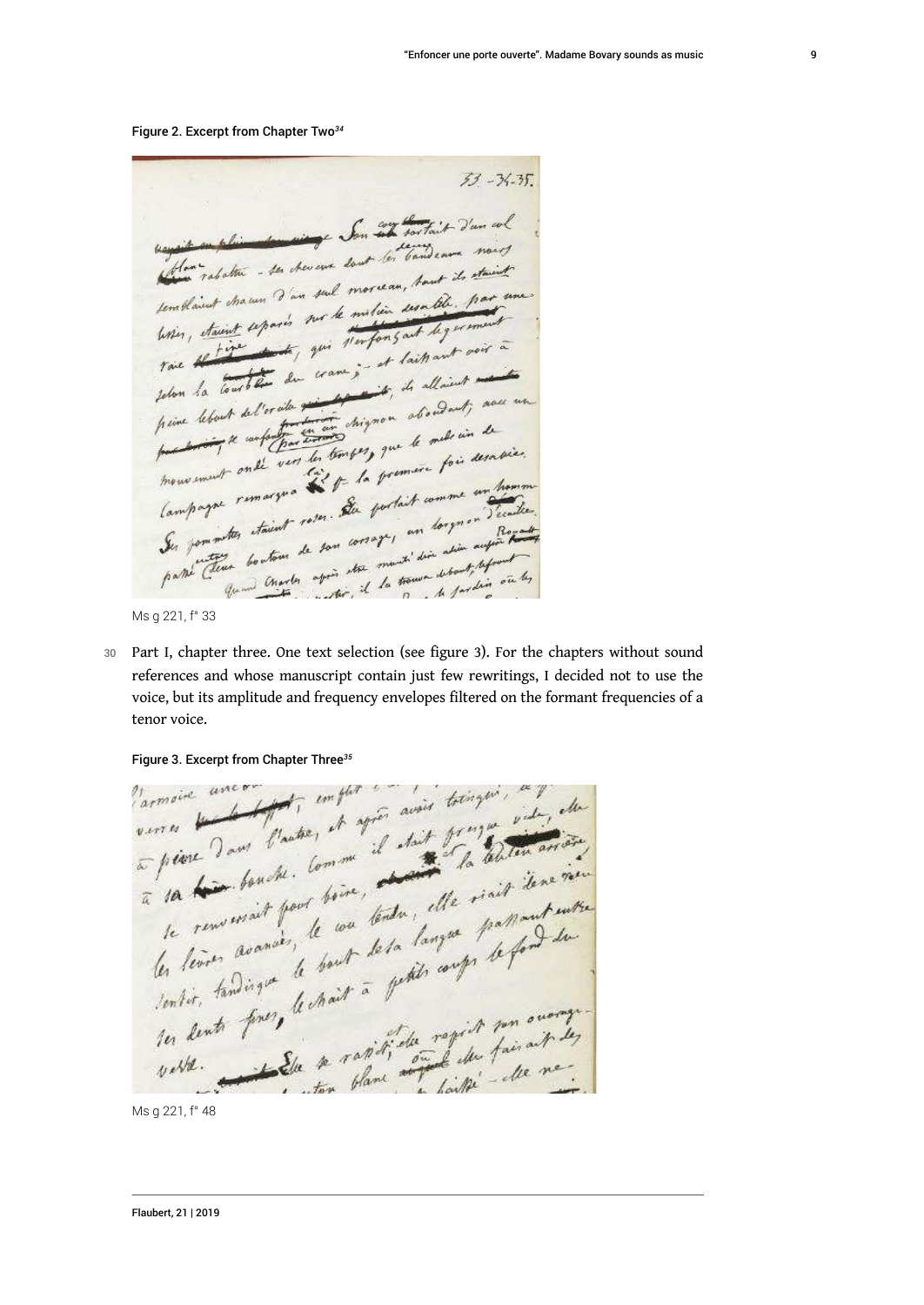Figure 2. Excerpt from Chapter Two[34]

Ms g 221, f° 33

30 Part I, chapter three. One text selection (see figure 3). For the chapters without sound references and whose manuscript contain just few rewritings, I decided not to use the voice, but its amplitude and frequency envelopes filtered on the formant frequencies of a tenor voice.

Figure 3. Excerpt from Chapter Three[35]

Ms g 221, f° 48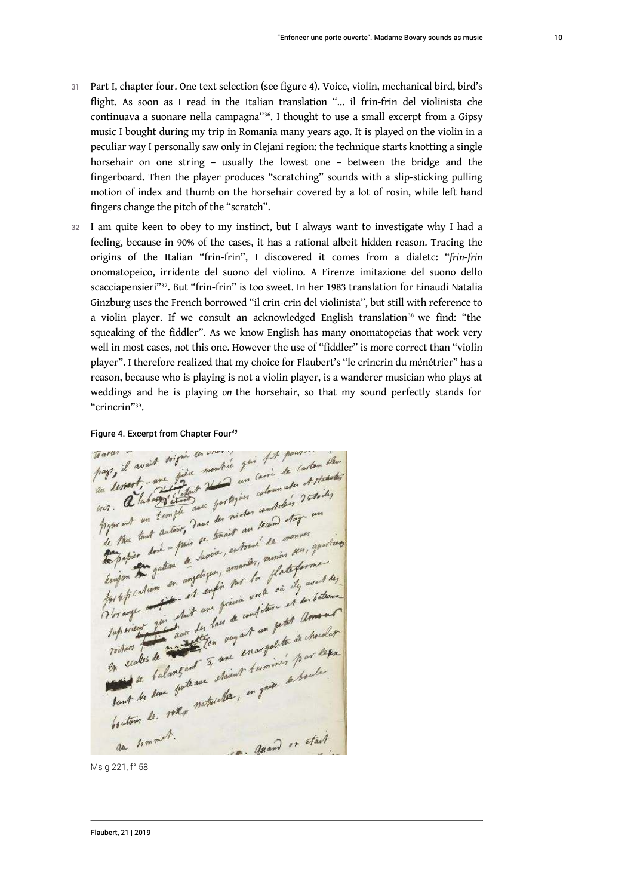31 Part I, chapter four. One text selection (see figure 4). Voice, violin, mechanical bird, bird's flight. As soon as I read in the Italian translation "… il frin-frin del violinista che continuava a suonare nella campagna"[36]. I thought to use a small excerpt from a Gipsy music I bought during my trip in Romania many years ago. It is played on the violin in a peculiar way I personally saw only in Clejani region: the technique starts knotting a single horsehair on one string – usually the lowest one – between the bridge and the fingerboard. Then the player produces "scratching" sounds with a slip-sticking pulling motion of index and thumb on the horsehair covered by a lot of rosin, while left hand fingers change the pitch of the "scratch".

32 I am quite keen to obey to my instinct, but I always want to investigate why I had a feeling, because in 90% of the cases, it has a rational albeit hidden reason. Tracing the origins of the Italian "frin-frin", I discovered it comes from a dialetc: "*frin-frin* onomatopeico, irridente del suono del violino. A Firenze imitazione del suono dello scacciapensieri"[37]. But "frin-frin" is too sweet. In her 1983 translation for Einaudi Natalia Ginzburg uses the French borrowed "il crin-crin del violinista", but still with reference to a violin player. If we consult an acknowledged English translation[38] we find: "the squeaking of the fiddler". As we know English has many onomatopeias that work very well in most cases, not this one. However the use of "fiddler" is more correct than "violin player". I therefore realized that my choice for Flaubert's "le crincrin du ménétrier" has a reason, because who is playing is not a violin player, is a wanderer musician who plays at weddings and he is playing *on* the horsehair, so that my sound perfectly stands for "crincrin"[39].

Figure 4. Excerpt from Chapter Four[40]

Ms g 221, f° 58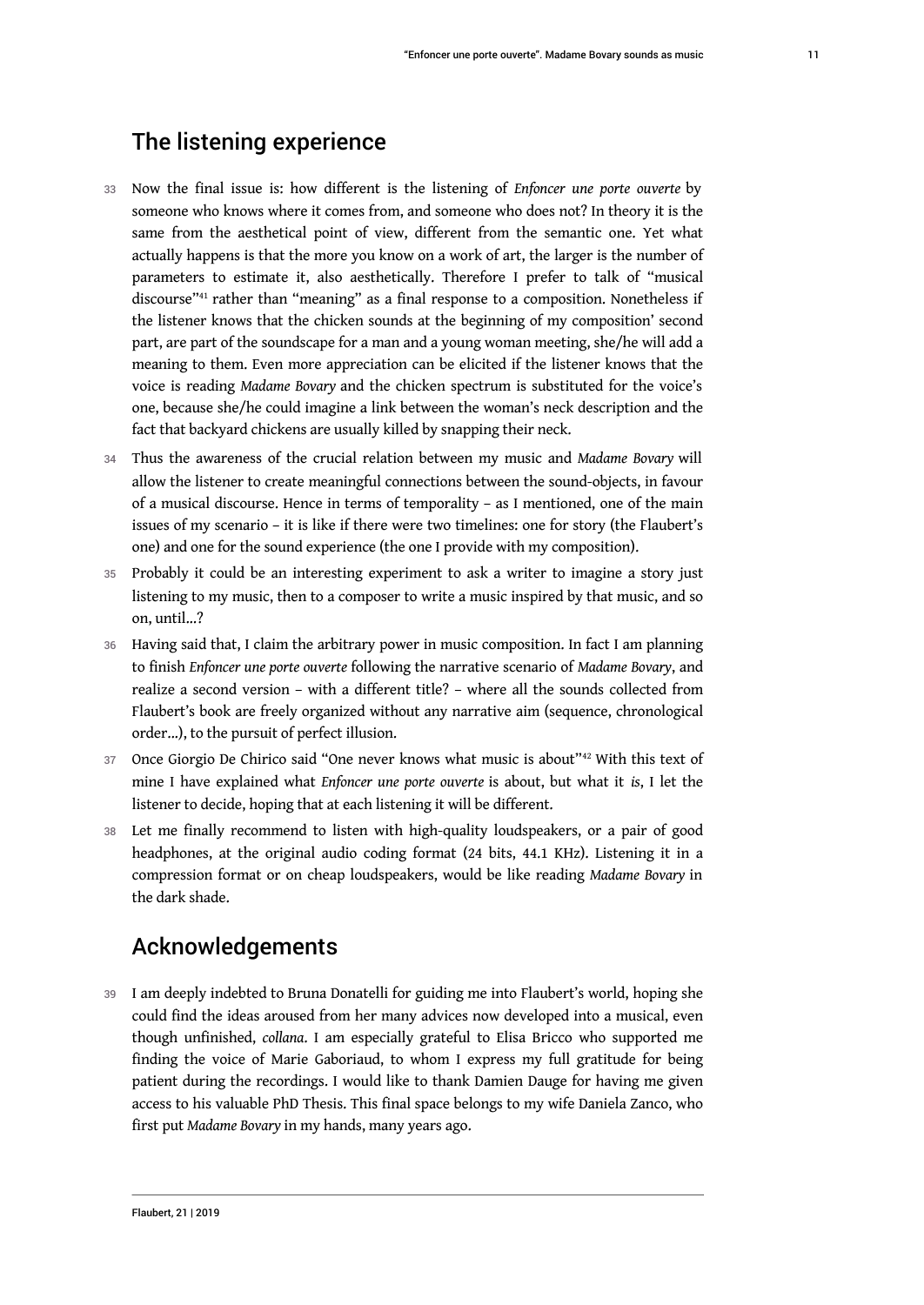## The listening experience

33 Now the final issue is: how different is the listening of *Enfoncer une porte ouverte* by someone who knows where it comes from, and someone who does not? In theory it is the same from the aesthetical point of view, different from the semantic one. Yet what actually happens is that the more you know on a work of art, the larger is the number of parameters to estimate it, also aesthetically. Therefore I prefer to talk of "musical discourse"[41] rather than "meaning" as a final response to a composition. Nonetheless if the listener knows that the chicken sounds at the beginning of my composition' second part, are part of the soundscape for a man and a young woman meeting, she/he will add a meaning to them. Even more appreciation can be elicited if the listener knows that the voice is reading *Madame Bovary* and the chicken spectrum is substituted for the voice's one, because she/he could imagine a link between the woman's neck description and the fact that backyard chickens are usually killed by snapping their neck.

34 Thus the awareness of the crucial relation between my music and *Madame Bovary* will allow the listener to create meaningful connections between the sound-objects, in favour of a musical discourse. Hence in terms of temporality – as I mentioned, one of the main issues of my scenario – it is like if there were two timelines: one for story (the Flaubert's one) and one for the sound experience (the one I provide with my composition).

35 Probably it could be an interesting experiment to ask a writer to imagine a story just listening to my music, then to a composer to write a music inspired by that music, and so on, until...?

36 Having said that, I claim the arbitrary power in music composition. In fact I am planning to finish *Enfoncer une porte ouverte* following the narrative scenario of *Madame Bovary*, and realize a second version – with a different title? – where all the sounds collected from Flaubert's book are freely organized without any narrative aim (sequence, chronological order...), to the pursuit of perfect illusion.

37 Once Giorgio De Chirico said "One never knows what music is about"[42] With this text of mine I have explained what *Enfoncer une porte ouverte* is about, but what it *is*, I let the listener to decide, hoping that at each listening it will be different.

38 Let me finally recommend to listen with high-quality loudspeakers, or a pair of good headphones, at the original audio coding format (24 bits, 44.1 KHz). Listening it in a compression format or on cheap loudspeakers, would be like reading *Madame Bovary* in the dark shade.

## Acknowledgements

39 I am deeply indebted to Bruna Donatelli for guiding me into Flaubert's world, hoping she could find the ideas aroused from her many advices now developed into a musical, even though unfinished, *collana*. I am especially grateful to Elisa Bricco who supported me finding the voice of Marie Gaboriaud, to whom I express my full gratitude for being patient during the recordings. I would like to thank Damien Dauge for having me given access to his valuable PhD Thesis. This final space belongs to my wife Daniela Zanco, who first put *Madame Bovary* in my hands, many years ago.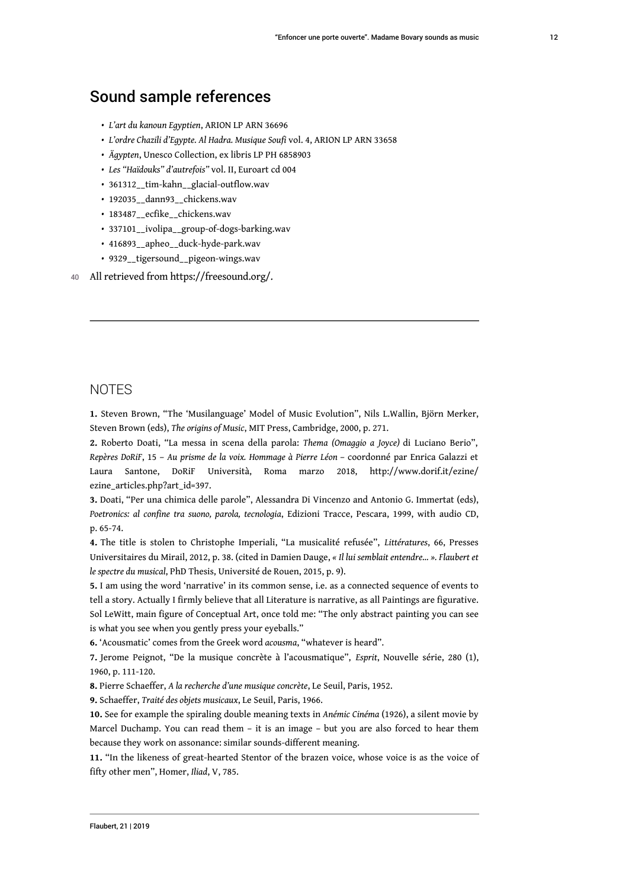## Sound sample references

- *L'art du kanoun Egyptien*, ARION LP ARN 36696
- *L'ordre Chazili d'Egypte. Al Hadra. Musique Soufi* vol. 4, ARION LP ARN 33658
- *Ägypten*, Unesco Collection, ex libris LP PH 6858903
- *Les "Haïdouks" d'autrefois"* vol. II, Euroart cd 004
- 361312__tim-kahn__glacial-outflow.wav
- 192035__dann93__chickens.wav
- 183487__ecfike__chickens.wav
- 337101__ivolipa__group-of-dogs-barking.wav
- 416893__apheo__duck-hyde-park.wav
- 9329__tigersound__pigeon-wings.wav

All retrieved from https://freesound.org/.

## NOTES

**1.** Steven Brown, "The 'Musilanguage' Model of Music Evolution", Nils L.Wallin, Björn Merker, Steven Brown (eds), *The origins of Music*, MIT Press, Cambridge, 2000, p. 271.

**2.** Roberto Doati, "La messa in scena della parola: *Thema (Omaggio a Joyce)* di Luciano Berio", *Repères DoRiF*, 15 – *Au prisme de la voix. Hommage à Pierre Léon* – coordonné par Enrica Galazzi et Laura Santone, DoRiF Università, Roma marzo 2018, http://www.dorif.it/ezine/ezine_articles.php?art_id=397.

**3.** Doati, "Per una chimica delle parole", Alessandra Di Vincenzo and Antonio G. Immertat (eds), *Poetronics: al confine tra suono, parola, tecnologia*, Edizioni Tracce, Pescara, 1999, with audio CD, p. 65-74.

**4.** The title is stolen to Christophe Imperiali, "La musicalité refusée", *Littératures*, 66, Presses Universitaires du Mirail, 2012, p. 38. (cited in Damien Dauge, *« Il lui semblait entendre... ». Flaubert et le spectre du musical*, PhD Thesis, Université de Rouen, 2015, p. 9).

**5.** I am using the word 'narrative' in its common sense, i.e. as a connected sequence of events to tell a story. Actually I firmly believe that all Literature is narrative, as all Paintings are figurative. Sol LeWitt, main figure of Conceptual Art, once told me: "The only abstract painting you can see is what you see when you gently press your eyeballs."

**6.** 'Acousmatic' comes from the Greek word *acousma*, "whatever is heard".

**7.** Jerome Peignot, "De la musique concrète à l'acousmatique", *Esprit*, Nouvelle série, 280 (1), 1960, p. 111-120.

**8.** Pierre Schaeffer, *A la recherche d'une musique concrète*, Le Seuil, Paris, 1952.

**9.** Schaeffer, *Traité des objets musicaux*, Le Seuil, Paris, 1966.

**10.** See for example the spiraling double meaning texts in *Anémic Cinéma* (1926), a silent movie by Marcel Duchamp. You can read them – it is an image – but you are also forced to hear them because they work on assonance: similar sounds-different meaning.

**11.** "In the likeness of great-hearted Stentor of the brazen voice, whose voice is as the voice of fifty other men", Homer, *Iliad*, V, 785.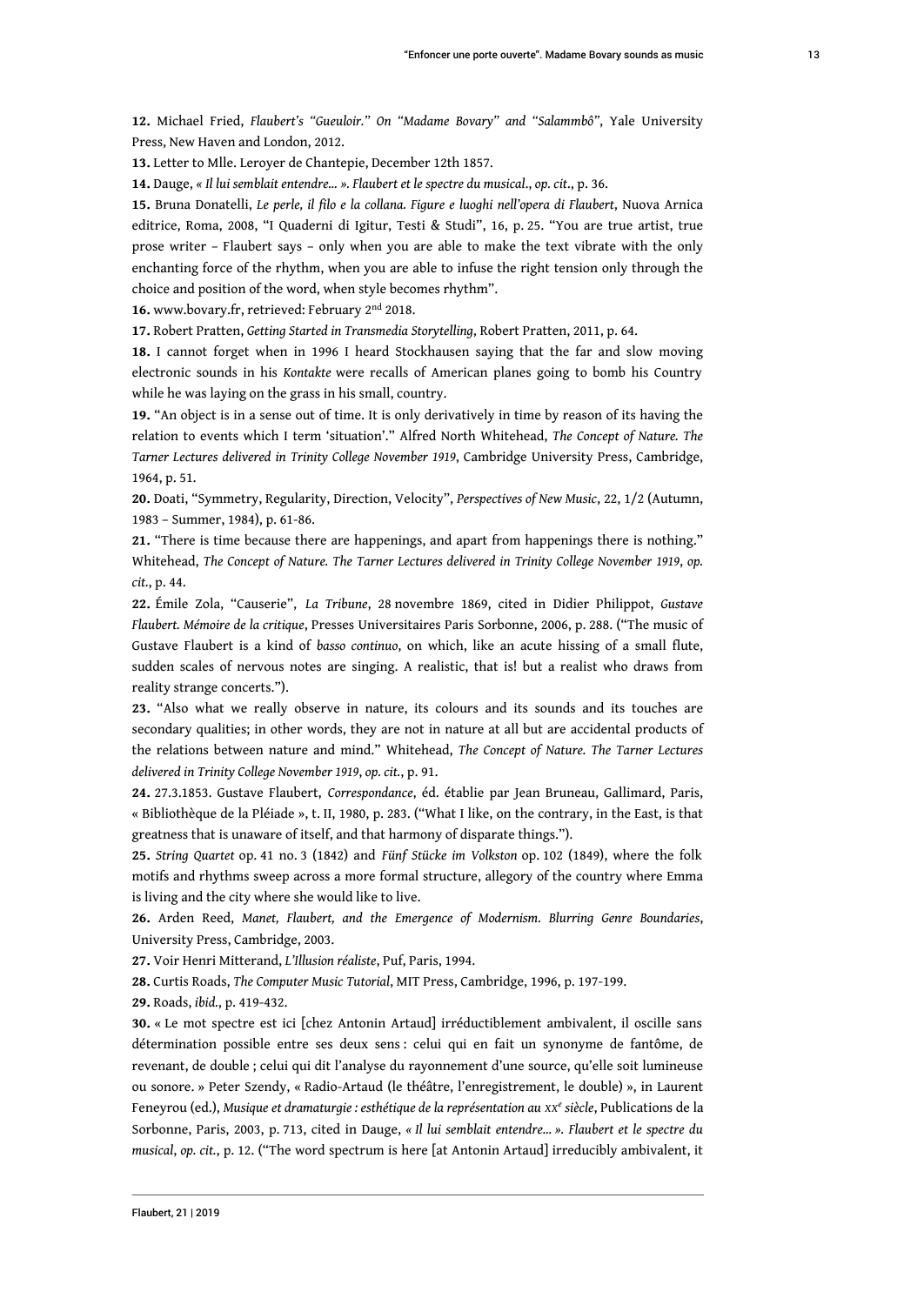**12.** Michael Fried, *Flaubert's "Gueuloir." On "Madame Bovary" and "Salammbô"*, Yale University Press, New Haven and London, 2012.

**13.** Letter to Mlle. Leroyer de Chantepie, December 12th 1857.

**14.** Dauge, *« Il lui semblait entendre... ». Flaubert et le spectre du musical*., *op. cit*., p. 36.

**15.** Bruna Donatelli, *Le perle, il filo e la collana. Figure e luoghi nell'opera di Flaubert*, Nuova Arnica editrice, Roma, 2008, "I Quaderni di Igitur, Testi & Studi", 16, p. 25. "You are true artist, true prose writer – Flaubert says – only when you are able to make the text vibrate with the only enchanting force of the rhythm, when you are able to infuse the right tension only through the choice and position of the word, when style becomes rhythm".

**16.** www.bovary.fr, retrieved: February 2nd 2018.

**17.** Robert Pratten, *Getting Started in Transmedia Storytelling*, Robert Pratten, 2011, p. 64.

**18.** I cannot forget when in 1996 I heard Stockhausen saying that the far and slow moving electronic sounds in his *Kontakte* were recalls of American planes going to bomb his Country while he was laying on the grass in his small, country.

**19.** "An object is in a sense out of time. It is only derivatively in time by reason of its having the relation to events which I term 'situation'." Alfred North Whitehead, *The Concept of Nature. The Tarner Lectures delivered in Trinity College November 1919*, Cambridge University Press, Cambridge, 1964, p. 51.

**20.** Doati, "Symmetry, Regularity, Direction, Velocity", *Perspectives of New Music*, 22, 1/2 (Autumn, 1983 – Summer, 1984), p. 61-86.

**21.** "There is time because there are happenings, and apart from happenings there is nothing." Whitehead, *The Concept of Nature. The Tarner Lectures delivered in Trinity College November 1919*, *op. cit.*, p. 44.

**22.** Émile Zola, "Causerie", *La Tribune*, 28 novembre 1869, cited in Didier Philippot, *Gustave Flaubert. Mémoire de la critique*, Presses Universitaires Paris Sorbonne, 2006, p. 288. ("The music of Gustave Flaubert is a kind of *basso continuo*, on which, like an acute hissing of a small flute, sudden scales of nervous notes are singing. A realistic, that is! but a realist who draws from reality strange concerts.").

**23.** "Also what we really observe in nature, its colours and its sounds and its touches are secondary qualities; in other words, they are not in nature at all but are accidental products of the relations between nature and mind." Whitehead, *The Concept of Nature. The Tarner Lectures delivered in Trinity College November 1919*, *op. cit.*, p. 91.

**24.** 27.3.1853. Gustave Flaubert, *Correspondance*, éd. établie par Jean Bruneau, Gallimard, Paris, « Bibliothèque de la Pléiade », t. II, 1980, p. 283. ("What I like, on the contrary, in the East, is that greatness that is unaware of itself, and that harmony of disparate things.").

**25.** *String Quartet* op. 41 no. 3 (1842) and *Fünf Stücke im Volkston* op. 102 (1849), where the folk motifs and rhythms sweep across a more formal structure, allegory of the country where Emma is living and the city where she would like to live.

**26.** Arden Reed, *Manet, Flaubert, and the Emergence of Modernism. Blurring Genre Boundaries*, University Press, Cambridge, 2003.

**27.** Voir Henri Mitterand, *L'Illusion réaliste*, Puf, Paris, 1994.

**28.** Curtis Roads, *The Computer Music Tutorial*, MIT Press, Cambridge, 1996, p. 197-199.

**29.** Roads, *ibid.*, p. 419-432.

**30.** « Le mot spectre est ici [chez Antonin Artaud] irréductiblement ambivalent, il oscille sans détermination possible entre ses deux sens : celui qui en fait un synonyme de fantôme, de revenant, de double ; celui qui dit l'analyse du rayonnement d'une source, qu'elle soit lumineuse ou sonore. » Peter Szendy, « Radio-Artaud (le théâtre, l'enregistrement, le double) », in Laurent Feneyrou (ed.), *Musique et dramaturgie : esthétique de la représentation au XXe siècle*, Publications de la Sorbonne, Paris, 2003, p. 713, cited in Dauge, *« Il lui semblait entendre... ». Flaubert et le spectre du musical*, *op. cit.*, p. 12. ("The word spectrum is here [at Antonin Artaud] irreducibly ambivalent, it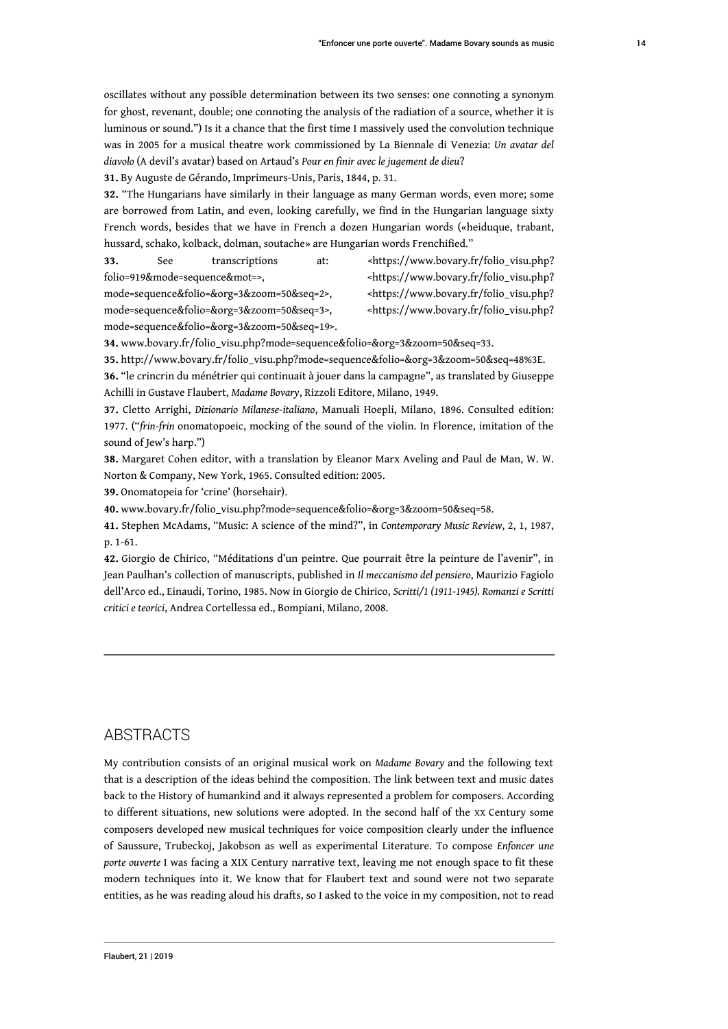oscillates without any possible determination between its two senses: one connoting a synonym for ghost, revenant, double; one connoting the analysis of the radiation of a source, whether it is luminous or sound.") Is it a chance that the first time I massively used the convolution technique was in 2005 for a musical theatre work commissioned by La Biennale di Venezia: *Un avatar del diavolo* (A devil's avatar) based on Artaud's *Pour en finir avec le jugement de dieu*?

**31.** By Auguste de Gérando, Imprimeurs-Unis, Paris, 1844, p. 31.

**32.** "The Hungarians have similarly in their language as many German words, even more; some are borrowed from Latin, and even, looking carefully, we find in the Hungarian language sixty French words, besides that we have in French a dozen Hungarian words («heiduque, trabant, hussard, schako, kolback, dolman, soutache» are Hungarian words Frenchified."

**33.** See transcriptions at: <https://www.bovary.fr/folio_visu.php?folio=919&mode=sequence&mot=>, <https://www.bovary.fr/folio_visu.php?mode=sequence&folio=&org=3&zoom=50&seq=2>, <https://www.bovary.fr/folio_visu.php?mode=sequence&folio=&org=3&zoom=50&seq=3>, <https://www.bovary.fr/folio_visu.php?mode=sequence&folio=&org=3&zoom=50&seq=19>.

**34.** www.bovary.fr/folio_visu.php?mode=sequence&folio=&org=3&zoom=50&seq=33.

**35.** http://www.bovary.fr/folio_visu.php?mode=sequence&folio=&org=3&zoom=50&seq=48%3E.

**36.** "le crincrin du ménétrier qui continuait à jouer dans la campagne", as translated by Giuseppe Achilli in Gustave Flaubert, *Madame Bovary*, Rizzoli Editore, Milano, 1949.

**37.** Cletto Arrighi, *Dizionario Milanese-italiano*, Manuali Hoepli, Milano, 1896. Consulted edition: 1977. ("*frin-frin* onomatopoeic, mocking of the sound of the violin. In Florence, imitation of the sound of Jew's harp.")

**38.** Margaret Cohen editor, with a translation by Eleanor Marx Aveling and Paul de Man, W. W. Norton & Company, New York, 1965. Consulted edition: 2005.

**39.** Onomatopeia for 'crine' (horsehair).

**40.** www.bovary.fr/folio_visu.php?mode=sequence&folio=&org=3&zoom=50&seq=58.

**41.** Stephen McAdams, "Music: A science of the mind?", in *Contemporary Music Review*, 2, 1, 1987, p. 1-61.

**42.** Giorgio de Chirico, "Méditations d'un peintre. Que pourrait être la peinture de l'avenir", in Jean Paulhan's collection of manuscripts, published in *Il meccanismo del pensiero*, Maurizio Fagiolo dell'Arco ed., Einaudi, Torino, 1985. Now in Giorgio de Chirico, *Scritti/1 (1911-1945). Romanzi e Scritti critici e teorici*, Andrea Cortellessa ed., Bompiani, Milano, 2008.

---

## ABSTRACTS

My contribution consists of an original musical work on *Madame Bovary* and the following text that is a description of the ideas behind the composition. The link between text and music dates back to the History of humankind and it always represented a problem for composers. According to different situations, new solutions were adopted. In the second half of the XX Century some composers developed new musical techniques for voice composition clearly under the influence of Saussure, Trubeckoj, Jakobson as well as experimental Literature. To compose *Enfoncer une porte ouverte* I was facing a XIX Century narrative text, leaving me not enough space to fit these modern techniques into it. We know that for Flaubert text and sound were not two separate entities, as he was reading aloud his drafts, so I asked to the voice in my composition, not to read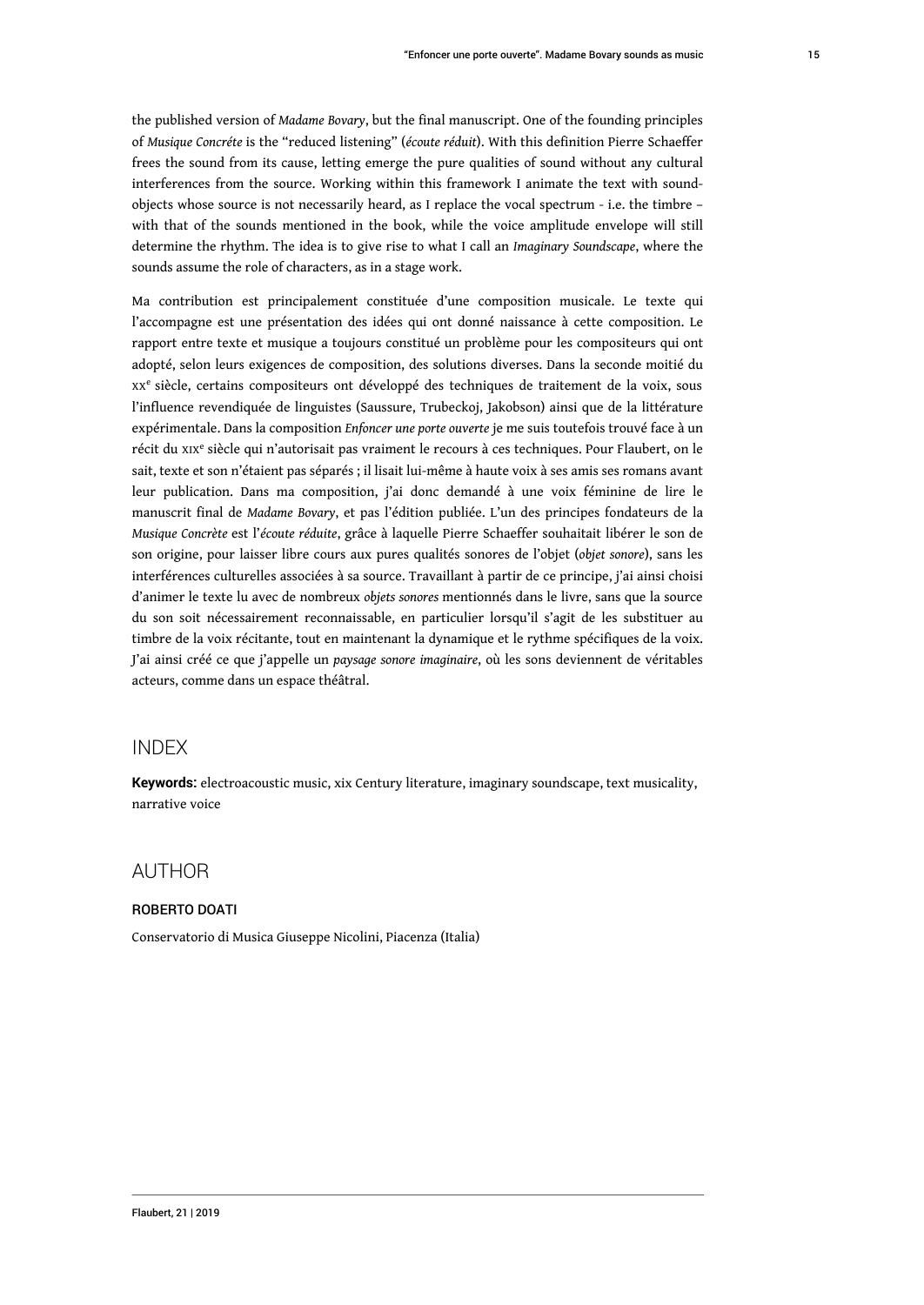the published version of *Madame Bovary*, but the final manuscript. One of the founding principles of *Musique Concréte* is the "reduced listening" (*écoute réduit*). With this definition Pierre Schaeffer frees the sound from its cause, letting emerge the pure qualities of sound without any cultural interferences from the source. Working within this framework I animate the text with sound-objects whose source is not necessarily heard, as I replace the vocal spectrum - i.e. the timbre – with that of the sounds mentioned in the book, while the voice amplitude envelope will still determine the rhythm. The idea is to give rise to what I call an *Imaginary Soundscape*, where the sounds assume the role of characters, as in a stage work.

Ma contribution est principalement constituée d'une composition musicale. Le texte qui l'accompagne est une présentation des idées qui ont donné naissance à cette composition. Le rapport entre texte et musique a toujours constitué un problème pour les compositeurs qui ont adopté, selon leurs exigences de composition, des solutions diverses. Dans la seconde moitié du XX[e] siècle, certains compositeurs ont développé des techniques de traitement de la voix, sous l'influence revendiquée de linguistes (Saussure, Trubeckoj, Jakobson) ainsi que de la littérature expérimentale. Dans la composition *Enfoncer une porte ouverte* je me suis toutefois trouvé face à un récit du XIX[e] siècle qui n'autorisait pas vraiment le recours à ces techniques. Pour Flaubert, on le sait, texte et son n'étaient pas séparés ; il lisait lui-même à haute voix à ses amis ses romans avant leur publication. Dans ma composition, j'ai donc demandé à une voix féminine de lire le manuscrit final de *Madame Bovary*, et pas l'édition publiée. L'un des principes fondateurs de la *Musique Concrète* est l'*écoute réduite*, grâce à laquelle Pierre Schaeffer souhaitait libérer le son de son origine, pour laisser libre cours aux pures qualités sonores de l'objet (*objet sonore*), sans les interférences culturelles associées à sa source. Travaillant à partir de ce principe, j'ai ainsi choisi d'animer le texte lu avec de nombreux *objets sonores* mentionnés dans le livre, sans que la source du son soit nécessairement reconnaissable, en particulier lorsqu'il s'agit de les substituer au timbre de la voix récitante, tout en maintenant la dynamique et le rythme spécifiques de la voix. J'ai ainsi créé ce que j'appelle un *paysage sonore imaginaire*, où les sons deviennent de véritables acteurs, comme dans un espace théâtral.

## INDEX

**Keywords:** electroacoustic music, xix Century literature, imaginary soundscape, text musicality, narrative voice

## AUTHOR

### ROBERTO DOATI

Conservatorio di Musica Giuseppe Nicolini, Piacenza (Italia)